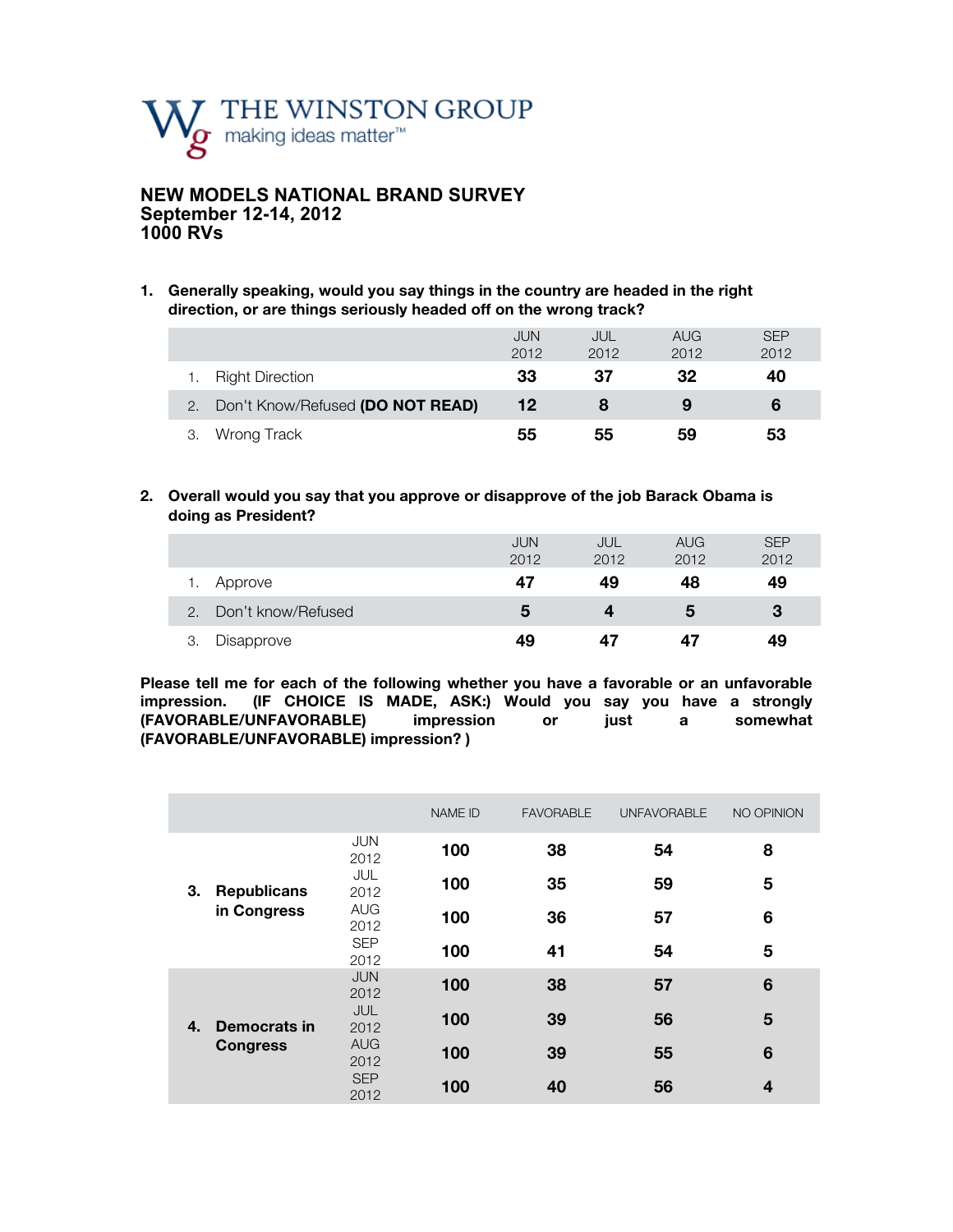THE WINSTON GROUP
making ideas matter™

# NEW MODELS NATIONAL BRAND SURVEY
## September 12-14, 2012
## 1000 RVs

**1. Generally speaking, would you say things in the country are headed in the right direction, or are things seriously headed off on the wrong track?**

| | JUN 2012 | JUL 2012 | AUG 2012 | SEP 2012 |
|---|---|---|---|---|
| 1. Right Direction | **33** | **37** | **32** | **40** |
| 2. Don't Know/Refused **(DO NOT READ)** | **12** | **8** | **9** | **6** |
| 3. Wrong Track | **55** | **55** | **59** | **53** |

**2. Overall would you say that you approve or disapprove of the job Barack Obama is doing as President?**

| | JUN 2012 | JUL 2012 | AUG 2012 | SEP 2012 |
|---|---|---|---|---|
| 1. Approve | **47** | **49** | **48** | **49** |
| 2. Don't know/Refused | **5** | **4** | **5** | **3** |
| 3. Disapprove | **49** | **47** | **47** | **49** |

**Please tell me for each of the following whether you have a favorable or an unfavorable impression. (IF CHOICE IS MADE, ASK:) Would you say you have a strongly (FAVORABLE/UNFAVORABLE) impression or just a somewhat (FAVORABLE/UNFAVORABLE) impression? )**

| | | NAME ID | FAVORABLE | UNFAVORABLE | NO OPINION |
|---|---|---|---|---|---|
| **3. Republicans in Congress** | JUN 2012 | **100** | **38** | **54** | **8** |
| | JUL 2012 | **100** | **35** | **59** | **5** |
| | AUG 2012 | **100** | **36** | **57** | **6** |
| | SEP 2012 | **100** | **41** | **54** | **5** |
| **4. Democrats in Congress** | JUN 2012 | **100** | **38** | **57** | **6** |
| | JUL 2012 | **100** | **39** | **56** | **5** |
| | AUG 2012 | **100** | **39** | **55** | **6** |
| | SEP 2012 | **100** | **40** | **56** | **4** |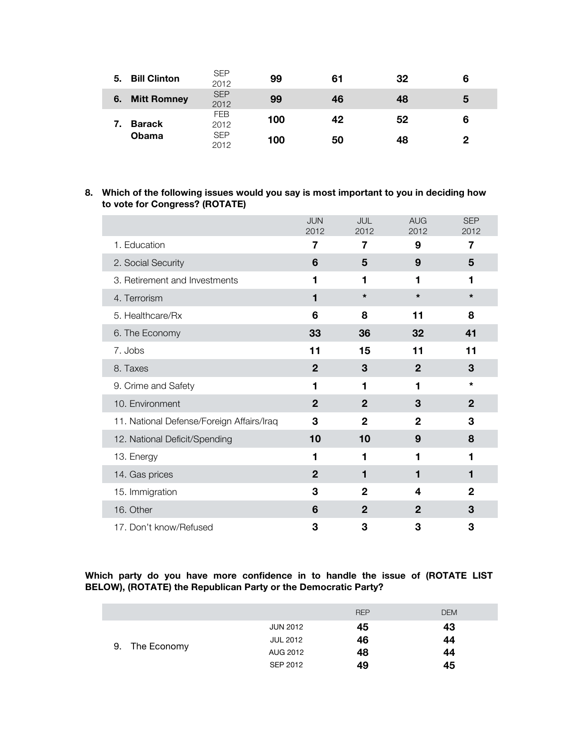| | | | | | |
|---|---|---|---|---|---|
| 5. **Bill Clinton** | SEP 2012 | **99** | **61** | **32** | **6** |
| 6. **Mitt Romney** | SEP 2012 | **99** | **46** | **48** | **5** |
| 7. **Barack Obama** | FEB 2012 | **100** | **42** | **52** | **6** |
| | SEP 2012 | **100** | **50** | **48** | **2** |

**8. Which of the following issues would you say is most important to you in deciding how to vote for Congress? (ROTATE)**

| | JUN 2012 | JUL 2012 | AUG 2012 | SEP 2012 |
|---|---|---|---|---|
| 1. Education | **7** | **7** | **9** | **7** |
| 2. Social Security | **6** | **5** | **9** | **5** |
| 3. Retirement and Investments | **1** | **1** | **1** | **1** |
| 4. Terrorism | **1** | * | * | * |
| 5. Healthcare/Rx | **6** | **8** | **11** | **8** |
| 6. The Economy | **33** | **36** | **32** | **41** |
| 7. Jobs | **11** | **15** | **11** | **11** |
| 8. Taxes | **2** | **3** | **2** | **3** |
| 9. Crime and Safety | **1** | **1** | **1** | * |
| 10. Environment | **2** | **2** | **3** | **2** |
| 11. National Defense/Foreign Affairs/Iraq | **3** | **2** | **2** | **3** |
| 12. National Deficit/Spending | **10** | **10** | **9** | **8** |
| 13. Energy | **1** | **1** | **1** | **1** |
| 14. Gas prices | **2** | **1** | **1** | **1** |
| 15. Immigration | **3** | **2** | **4** | **2** |
| 16. Other | **6** | **2** | **2** | **3** |
| 17. Don't know/Refused | **3** | **3** | **3** | **3** |

**Which party do you have more confidence in to handle the issue of (ROTATE LIST BELOW), (ROTATE) the Republican Party or the Democratic Party?**

| | | REP | DEM |
|---|---|---|---|
| 9. The Economy | JUN 2012 | **45** | **43** |
| | JUL 2012 | **46** | **44** |
| | AUG 2012 | **48** | **44** |
| | SEP 2012 | **49** | **45** |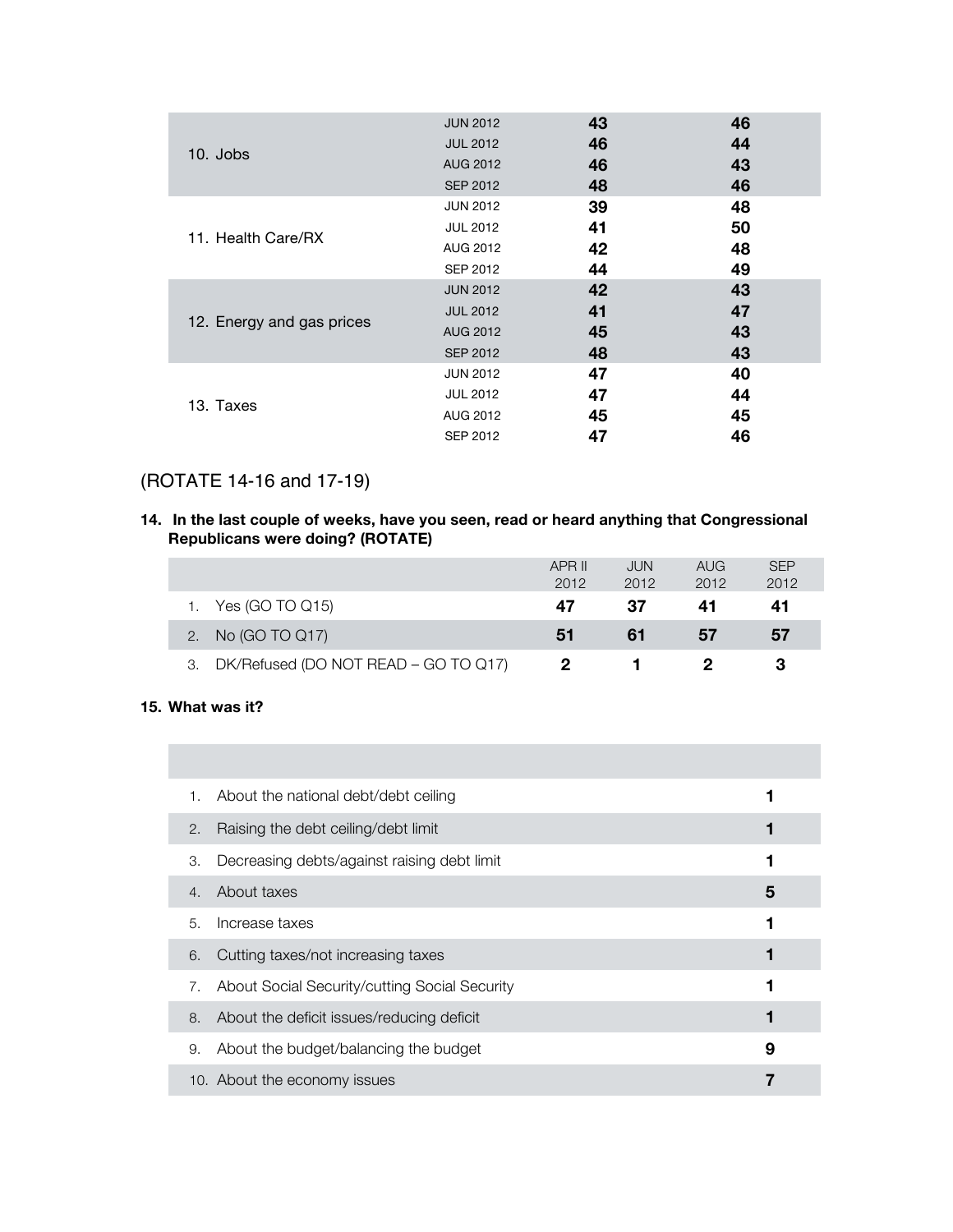| | | | |
|---|---|---|---|
| 10. Jobs | JUN 2012 | **43** | **46** |
| | JUL 2012 | **46** | **44** |
| | AUG 2012 | **46** | **43** |
| | SEP 2012 | **48** | **46** |
| 11. Health Care/RX | JUN 2012 | **39** | **48** |
| | JUL 2012 | **41** | **50** |
| | AUG 2012 | **42** | **48** |
| | SEP 2012 | **44** | **49** |
| 12. Energy and gas prices | JUN 2012 | **42** | **43** |
| | JUL 2012 | **41** | **47** |
| | AUG 2012 | **45** | **43** |
| | SEP 2012 | **48** | **43** |
| 13. Taxes | JUN 2012 | **47** | **40** |
| | JUL 2012 | **47** | **44** |
| | AUG 2012 | **45** | **45** |
| | SEP 2012 | **47** | **46** |

(ROTATE 14-16 and 17-19)

**14. In the last couple of weeks, have you seen, read or heard anything that Congressional Republicans were doing? (ROTATE)**

| | APR II 2012 | JUN 2012 | AUG 2012 | SEP 2012 |
|---|---|---|---|---|
| 1. Yes (GO TO Q15) | **47** | **37** | **41** | **41** |
| 2. No (GO TO Q17) | **51** | **61** | **57** | **57** |
| 3. DK/Refused (DO NOT READ – GO TO Q17) | **2** | **1** | **2** | **3** |

**15. What was it?**

| | |
|---|---|
| 1. About the national debt/debt ceiling | **1** |
| 2. Raising the debt ceiling/debt limit | **1** |
| 3. Decreasing debts/against raising debt limit | **1** |
| 4. About taxes | **5** |
| 5. Increase taxes | **1** |
| 6. Cutting taxes/not increasing taxes | **1** |
| 7. About Social Security/cutting Social Security | **1** |
| 8. About the deficit issues/reducing deficit | **1** |
| 9. About the budget/balancing the budget | **9** |
| 10. About the economy issues | **7** |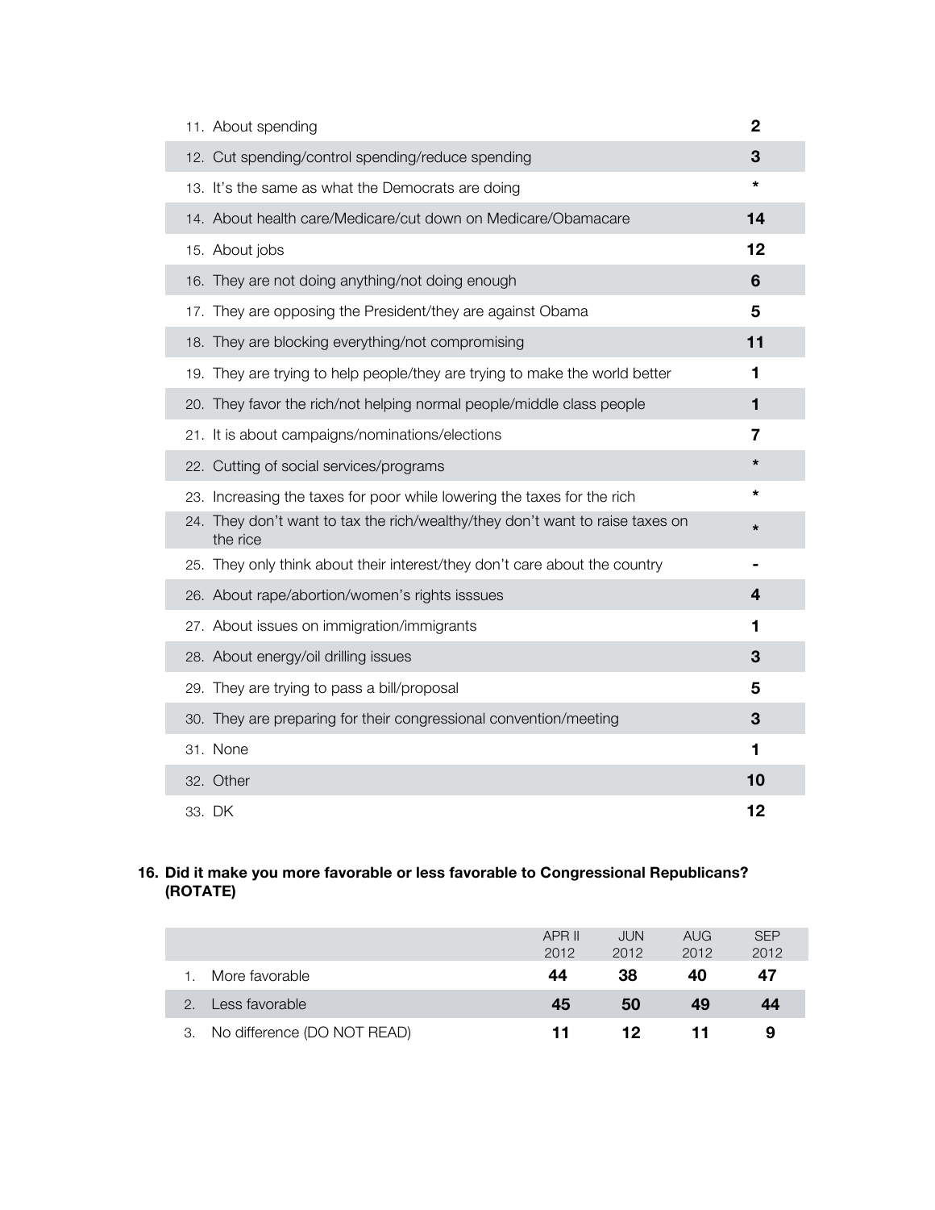| | |
|---|---|
| 11. About spending | **2** |
| 12. Cut spending/control spending/reduce spending | **3** |
| 13. It's the same as what the Democrats are doing | * |
| 14. About health care/Medicare/cut down on Medicare/Obamacare | **14** |
| 15. About jobs | **12** |
| 16. They are not doing anything/not doing enough | **6** |
| 17. They are opposing the President/they are against Obama | **5** |
| 18. They are blocking everything/not compromising | **11** |
| 19. They are trying to help people/they are trying to make the world better | **1** |
| 20. They favor the rich/not helping normal people/middle class people | **1** |
| 21. It is about campaigns/nominations/elections | **7** |
| 22. Cutting of social services/programs | * |
| 23. Increasing the taxes for poor while lowering the taxes for the rich | * |
| 24. They don't want to tax the rich/wealthy/they don't want to raise taxes on the rice | * |
| 25. They only think about their interest/they don't care about the country | - |
| 26. About rape/abortion/women's rights isssues | **4** |
| 27. About issues on immigration/immigrants | **1** |
| 28. About energy/oil drilling issues | **3** |
| 29. They are trying to pass a bill/proposal | **5** |
| 30. They are preparing for their congressional convention/meeting | **3** |
| 31. None | **1** |
| 32. Other | **10** |
| 33. DK | **12** |

**16. Did it make you more favorable or less favorable to Congressional Republicans? (ROTATE)**

| | APR II 2012 | JUN 2012 | AUG 2012 | SEP 2012 |
|---|---|---|---|---|
| 1. More favorable | **44** | **38** | **40** | **47** |
| 2. Less favorable | **45** | **50** | **49** | **44** |
| 3. No difference (DO NOT READ) | **11** | **12** | **11** | **9** |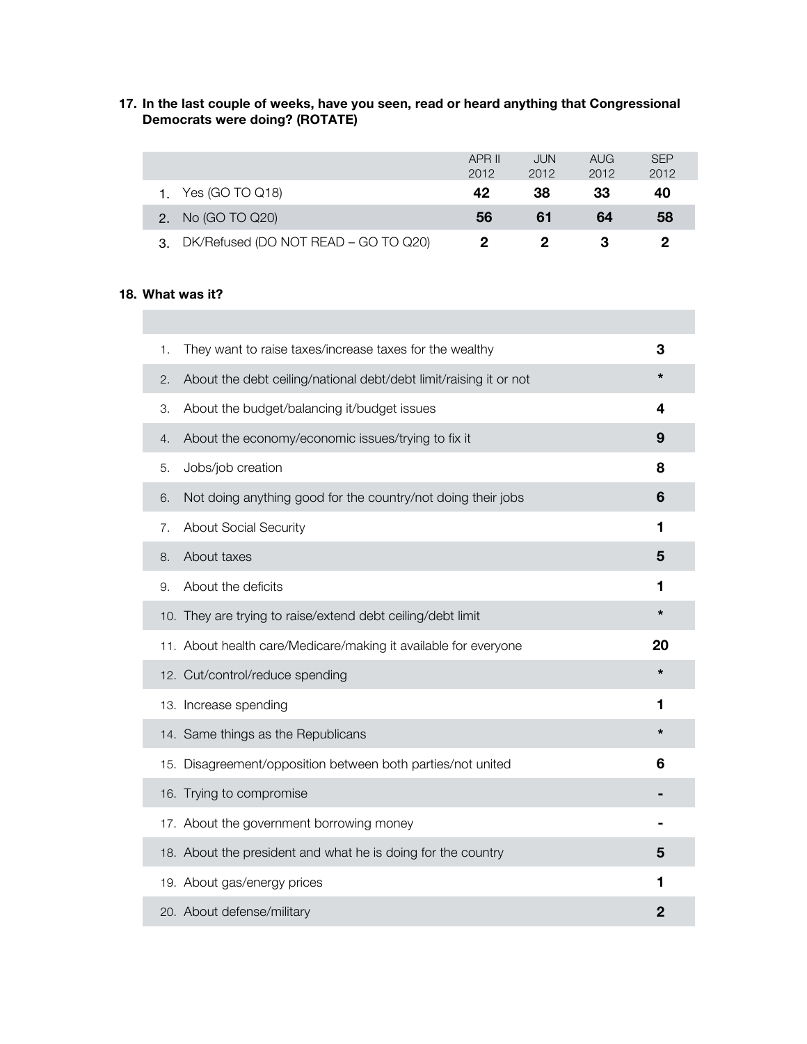**17. In the last couple of weeks, have you seen, read or heard anything that Congressional Democrats were doing? (ROTATE)**

| | APR II 2012 | JUN 2012 | AUG 2012 | SEP 2012 |
|---|---|---|---|---|
| 1. Yes (GO TO Q18) | **42** | **38** | **33** | **40** |
| 2. No (GO TO Q20) | **56** | **61** | **64** | **58** |
| 3. DK/Refused (DO NOT READ – GO TO Q20) | **2** | **2** | **3** | **2** |

**18. What was it?**

| | |
|---|---|
| 1. They want to raise taxes/increase taxes for the wealthy | **3** |
| 2. About the debt ceiling/national debt/debt limit/raising it or not | ***** |
| 3. About the budget/balancing it/budget issues | **4** |
| 4. About the economy/economic issues/trying to fix it | **9** |
| 5. Jobs/job creation | **8** |
| 6. Not doing anything good for the country/not doing their jobs | **6** |
| 7. About Social Security | **1** |
| 8. About taxes | **5** |
| 9. About the deficits | **1** |
| 10. They are trying to raise/extend debt ceiling/debt limit | ***** |
| 11. About health care/Medicare/making it available for everyone | **20** |
| 12. Cut/control/reduce spending | ***** |
| 13. Increase spending | **1** |
| 14. Same things as the Republicans | ***** |
| 15. Disagreement/opposition between both parties/not united | **6** |
| 16. Trying to compromise | **-** |
| 17. About the government borrowing money | **-** |
| 18. About the president and what he is doing for the country | **5** |
| 19. About gas/energy prices | **1** |
| 20. About defense/military | **2** |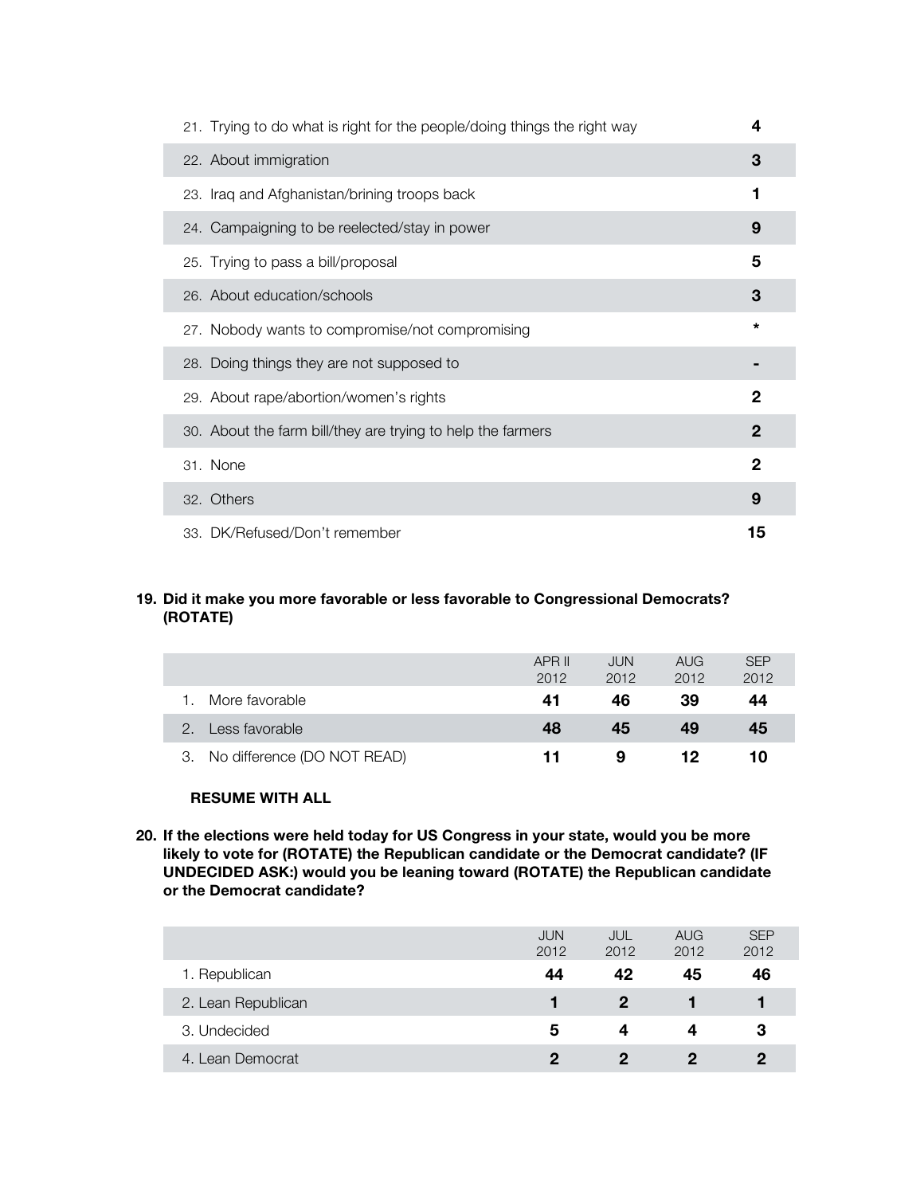| | |
|---|---|
| 21. Trying to do what is right for the people/doing things the right way | **4** |
| 22. About immigration | **3** |
| 23. Iraq and Afghanistan/brining troops back | **1** |
| 24. Campaigning to be reelected/stay in power | **9** |
| 25. Trying to pass a bill/proposal | **5** |
| 26. About education/schools | **3** |
| 27. Nobody wants to compromise/not compromising | * |
| 28. Doing things they are not supposed to | - |
| 29. About rape/abortion/women's rights | **2** |
| 30. About the farm bill/they are trying to help the farmers | **2** |
| 31. None | **2** |
| 32. Others | **9** |
| 33. DK/Refused/Don't remember | **15** |

**19. Did it make you more favorable or less favorable to Congressional Democrats? (ROTATE)**

| | APR II 2012 | JUN 2012 | AUG 2012 | SEP 2012 |
|---|---|---|---|---|
| 1. More favorable | **41** | **46** | **39** | **44** |
| 2. Less favorable | **48** | **45** | **49** | **45** |
| 3. No difference (DO NOT READ) | **11** | **9** | **12** | **10** |

**RESUME WITH ALL**

**20. If the elections were held today for US Congress in your state, would you be more likely to vote for (ROTATE) the Republican candidate or the Democrat candidate? (IF UNDECIDED ASK:) would you be leaning toward (ROTATE) the Republican candidate or the Democrat candidate?**

| | JUN 2012 | JUL 2012 | AUG 2012 | SEP 2012 |
|---|---|---|---|---|
| 1. Republican | **44** | **42** | **45** | **46** |
| 2. Lean Republican | **1** | **2** | **1** | **1** |
| 3. Undecided | **5** | **4** | **4** | **3** |
| 4. Lean Democrat | **2** | **2** | **2** | **2** |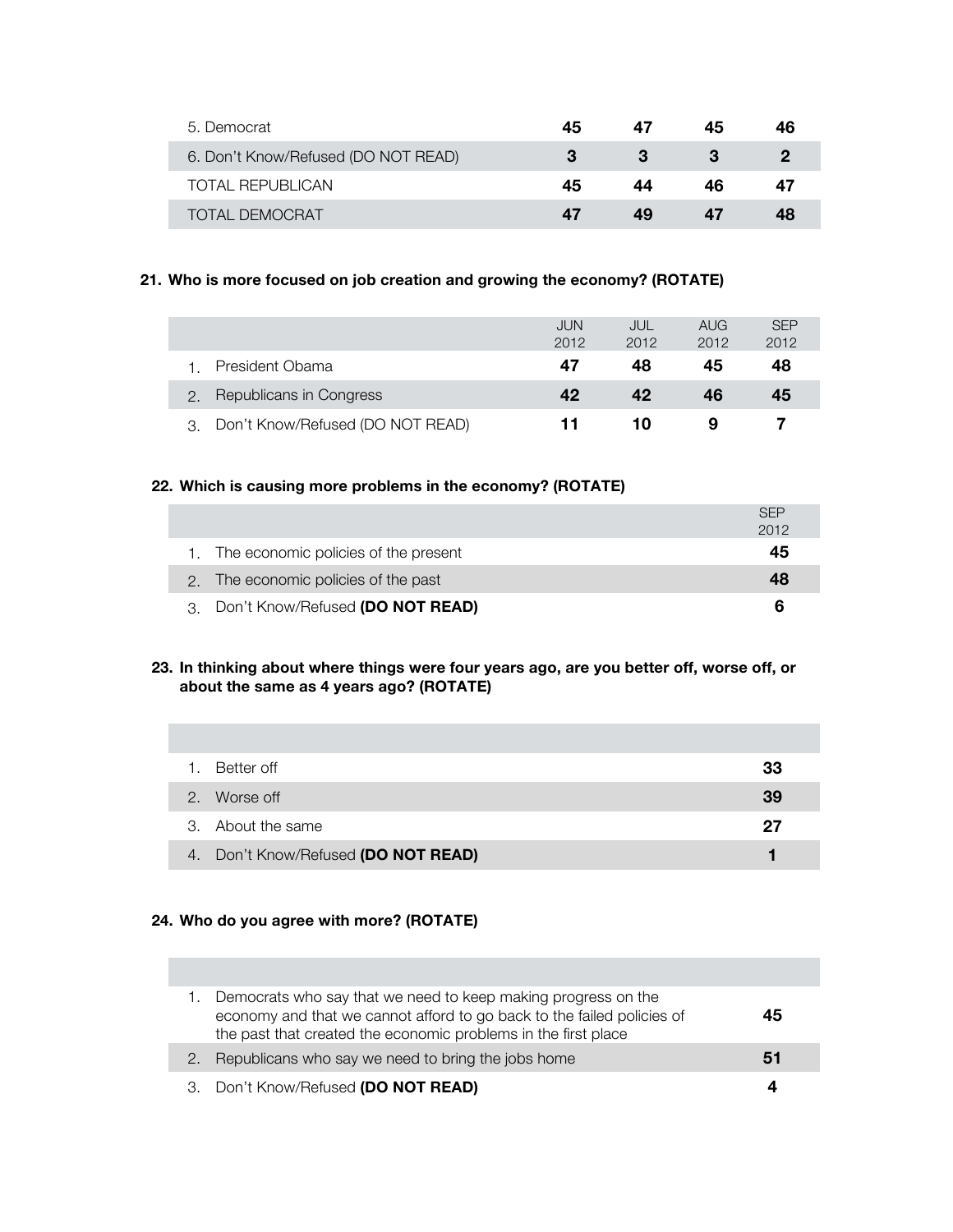| | | | | |
|---|---|---|---|---|
| 5. Democrat | **45** | **47** | **45** | **46** |
| 6. Don't Know/Refused (DO NOT READ) | **3** | **3** | **3** | **2** |
| TOTAL REPUBLICAN | **45** | **44** | **46** | **47** |
| TOTAL DEMOCRAT | **47** | **49** | **47** | **48** |

**21. Who is more focused on job creation and growing the economy? (ROTATE)**

| | JUN 2012 | JUL 2012 | AUG 2012 | SEP 2012 |
|---|---|---|---|---|
| 1. President Obama | **47** | **48** | **45** | **48** |
| 2. Republicans in Congress | **42** | **42** | **46** | **45** |
| 3. Don't Know/Refused (DO NOT READ) | **11** | **10** | **9** | **7** |

**22. Which is causing more problems in the economy? (ROTATE)**

| | SEP 2012 |
|---|---|
| 1. The economic policies of the present | **45** |
| 2. The economic policies of the past | **48** |
| 3. Don't Know/Refused **(DO NOT READ)** | **6** |

**23. In thinking about where things were four years ago, are you better off, worse off, or about the same as 4 years ago? (ROTATE)**

| | |
|---|---|
| 1. Better off | **33** |
| 2. Worse off | **39** |
| 3. About the same | **27** |
| 4. Don't Know/Refused **(DO NOT READ)** | **1** |

**24. Who do you agree with more? (ROTATE)**

| | |
|---|---|
| 1. Democrats who say that we need to keep making progress on the economy and that we cannot afford to go back to the failed policies of the past that created the economic problems in the first place | **45** |
| 2. Republicans who say we need to bring the jobs home | **51** |
| 3. Don't Know/Refused **(DO NOT READ)** | **4** |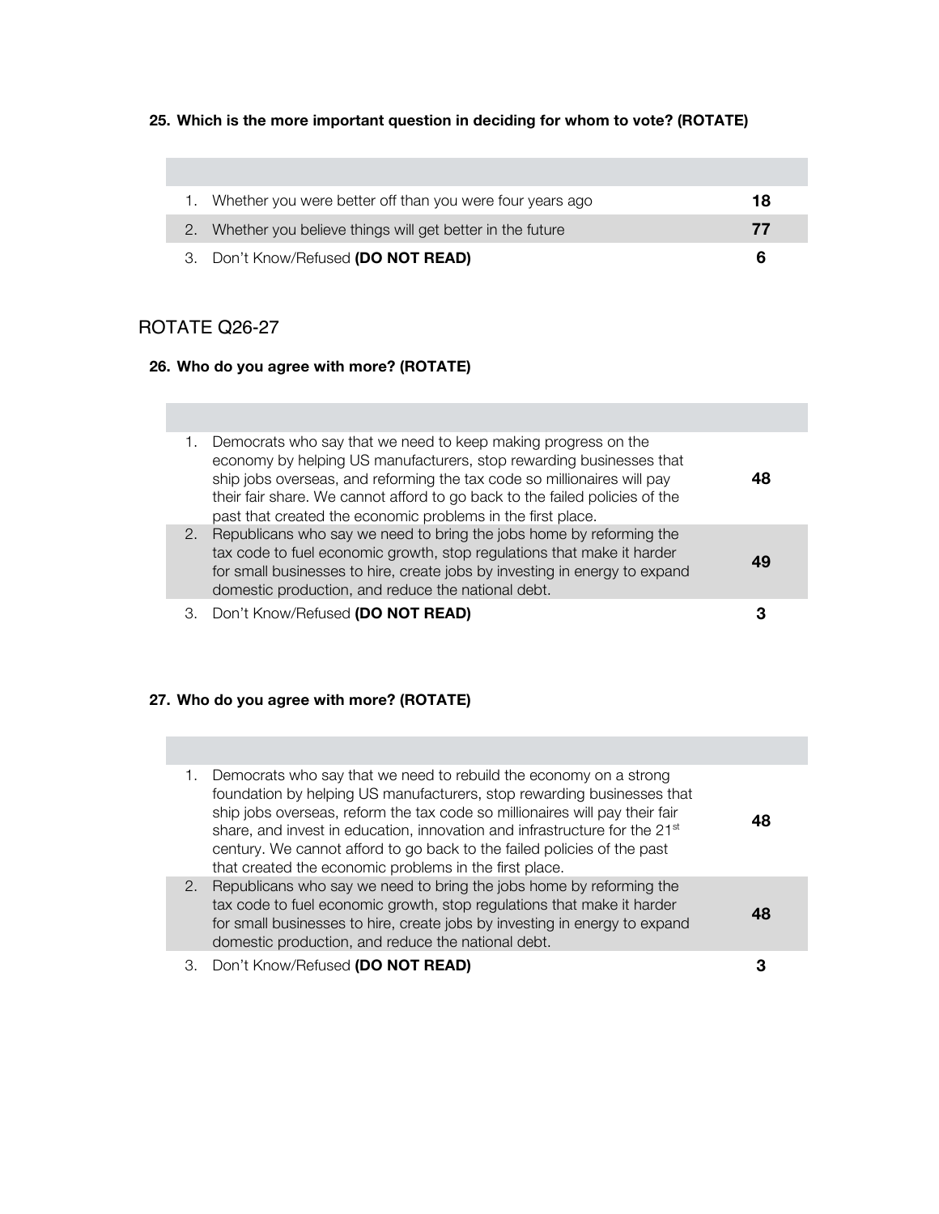**25. Which is the more important question in deciding for whom to vote? (ROTATE)**

| | |
|---|---|
| 1. Whether you were better off than you were four years ago | **18** |
| 2. Whether you believe things will get better in the future | **77** |
| 3. Don't Know/Refused **(DO NOT READ)** | **6** |

ROTATE Q26-27

**26. Who do you agree with more? (ROTATE)**

| | |
|---|---|
| 1. Democrats who say that we need to keep making progress on the economy by helping US manufacturers, stop rewarding businesses that ship jobs overseas, and reforming the tax code so millionaires will pay their fair share. We cannot afford to go back to the failed policies of the past that created the economic problems in the first place. | **48** |
| 2. Republicans who say we need to bring the jobs home by reforming the tax code to fuel economic growth, stop regulations that make it harder for small businesses to hire, create jobs by investing in energy to expand domestic production, and reduce the national debt. | **49** |
| 3. Don't Know/Refused **(DO NOT READ)** | **3** |

**27. Who do you agree with more? (ROTATE)**

| | |
|---|---|
| 1. Democrats who say that we need to rebuild the economy on a strong foundation by helping US manufacturers, stop rewarding businesses that ship jobs overseas, reform the tax code so millionaires will pay their fair share, and invest in education, innovation and infrastructure for the 21st century. We cannot afford to go back to the failed policies of the past that created the economic problems in the first place. | **48** |
| 2. Republicans who say we need to bring the jobs home by reforming the tax code to fuel economic growth, stop regulations that make it harder for small businesses to hire, create jobs by investing in energy to expand domestic production, and reduce the national debt. | **48** |
| 3. Don't Know/Refused **(DO NOT READ)** | **3** |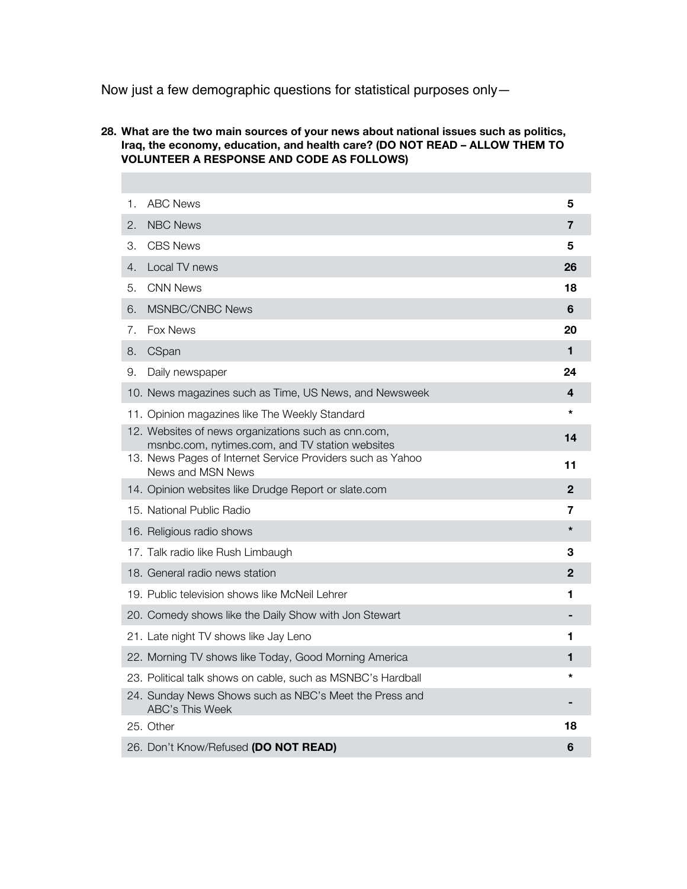Now just a few demographic questions for statistical purposes only—

**28. What are the two main sources of your news about national issues such as politics, Iraq, the economy, education, and health care? (DO NOT READ – ALLOW THEM TO VOLUNTEER A RESPONSE AND CODE AS FOLLOWS)**

| | |
|---|---|
| 1. ABC News | **5** |
| 2. NBC News | **7** |
| 3. CBS News | **5** |
| 4. Local TV news | **26** |
| 5. CNN News | **18** |
| 6. MSNBC/CNBC News | **6** |
| 7. Fox News | **20** |
| 8. CSpan | **1** |
| 9. Daily newspaper | **24** |
| 10. News magazines such as Time, US News, and Newsweek | **4** |
| 11. Opinion magazines like The Weekly Standard | ***** |
| 12. Websites of news organizations such as cnn.com, msnbc.com, nytimes.com, and TV station websites | **14** |
| 13. News Pages of Internet Service Providers such as Yahoo News and MSN News | **11** |
| 14. Opinion websites like Drudge Report or slate.com | **2** |
| 15. National Public Radio | **7** |
| 16. Religious radio shows | ***** |
| 17. Talk radio like Rush Limbaugh | **3** |
| 18. General radio news station | **2** |
| 19. Public television shows like McNeil Lehrer | **1** |
| 20. Comedy shows like the Daily Show with Jon Stewart | **-** |
| 21. Late night TV shows like Jay Leno | **1** |
| 22. Morning TV shows like Today, Good Morning America | **1** |
| 23. Political talk shows on cable, such as MSNBC's Hardball | ***** |
| 24. Sunday News Shows such as NBC's Meet the Press and ABC's This Week | **-** |
| 25. Other | **18** |
| 26. Don't Know/Refused **(DO NOT READ)** | **6** |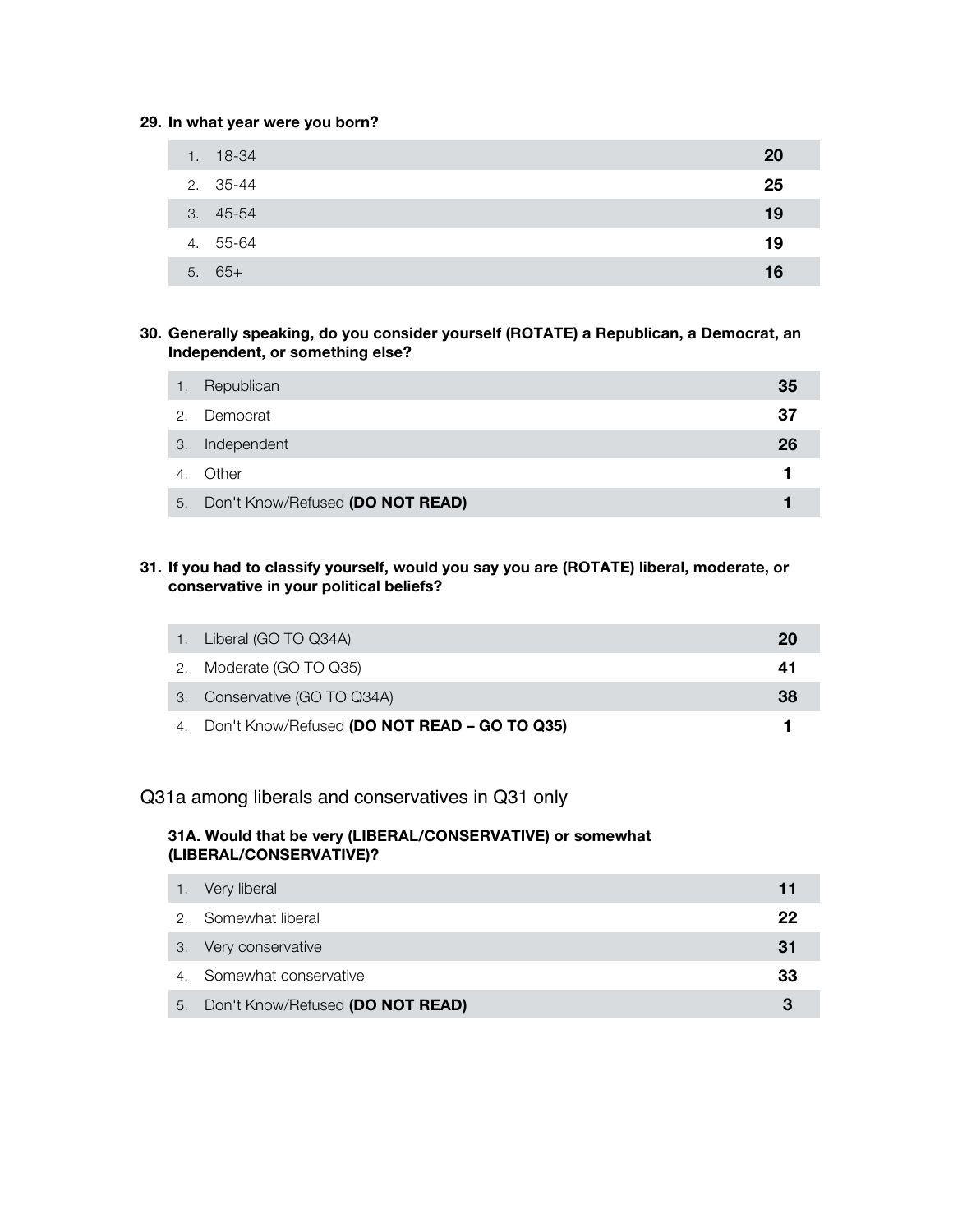**29. In what year were you born?**

| | | |
|---|---|---|
| 1. | 18-34 | **20** |
| 2. | 35-44 | **25** |
| 3. | 45-54 | **19** |
| 4. | 55-64 | **19** |
| 5. | 65+ | **16** |

**30. Generally speaking, do you consider yourself (ROTATE) a Republican, a Democrat, an Independent, or something else?**

| | | |
|---|---|---|
| 1. | Republican | **35** |
| 2. | Democrat | **37** |
| 3. | Independent | **26** |
| 4. | Other | **1** |
| 5. | Don't Know/Refused **(DO NOT READ)** | **1** |

**31. If you had to classify yourself, would you say you are (ROTATE) liberal, moderate, or conservative in your political beliefs?**

| | | |
|---|---|---|
| 1. | Liberal (GO TO Q34A) | **20** |
| 2. | Moderate (GO TO Q35) | **41** |
| 3. | Conservative (GO TO Q34A) | **38** |
| 4. | Don't Know/Refused **(DO NOT READ – GO TO Q35)** | **1** |

Q31a among liberals and conservatives in Q31 only

**31A. Would that be very (LIBERAL/CONSERVATIVE) or somewhat (LIBERAL/CONSERVATIVE)?**

| | | |
|---|---|---|
| 1. | Very liberal | **11** |
| 2. | Somewhat liberal | **22** |
| 3. | Very conservative | **31** |
| 4. | Somewhat conservative | **33** |
| 5. | Don't Know/Refused **(DO NOT READ)** | **3** |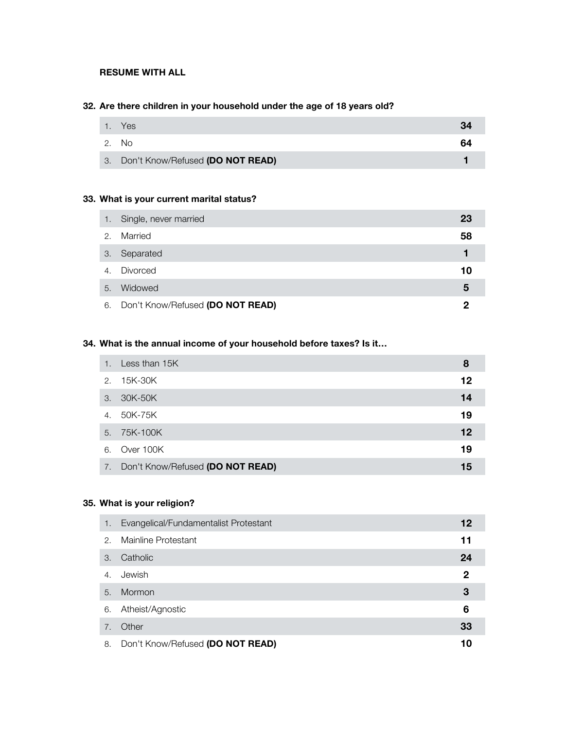**RESUME WITH ALL**

**32. Are there children in your household under the age of 18 years old?**

| | | |
|---|---|---|
| 1. | Yes | **34** |
| 2. | No | **64** |
| 3. | Don't Know/Refused **(DO NOT READ)** | **1** |

**33. What is your current marital status?**

| | | |
|---|---|---|
| 1. | Single, never married | **23** |
| 2. | Married | **58** |
| 3. | Separated | **1** |
| 4. | Divorced | **10** |
| 5. | Widowed | **5** |
| 6. | Don't Know/Refused **(DO NOT READ)** | **2** |

**34. What is the annual income of your household before taxes? Is it…**

| | | |
|---|---|---|
| 1. | Less than 15K | **8** |
| 2. | 15K-30K | **12** |
| 3. | 30K-50K | **14** |
| 4. | 50K-75K | **19** |
| 5. | 75K-100K | **12** |
| 6. | Over 100K | **19** |
| 7. | Don't Know/Refused **(DO NOT READ)** | **15** |

**35. What is your religion?**

| | | |
|---|---|---|
| 1. | Evangelical/Fundamentalist Protestant | **12** |
| 2. | Mainline Protestant | **11** |
| 3. | Catholic | **24** |
| 4. | Jewish | **2** |
| 5. | Mormon | **3** |
| 6. | Atheist/Agnostic | **6** |
| 7. | Other | **33** |
| 8. | Don't Know/Refused **(DO NOT READ)** | **10** |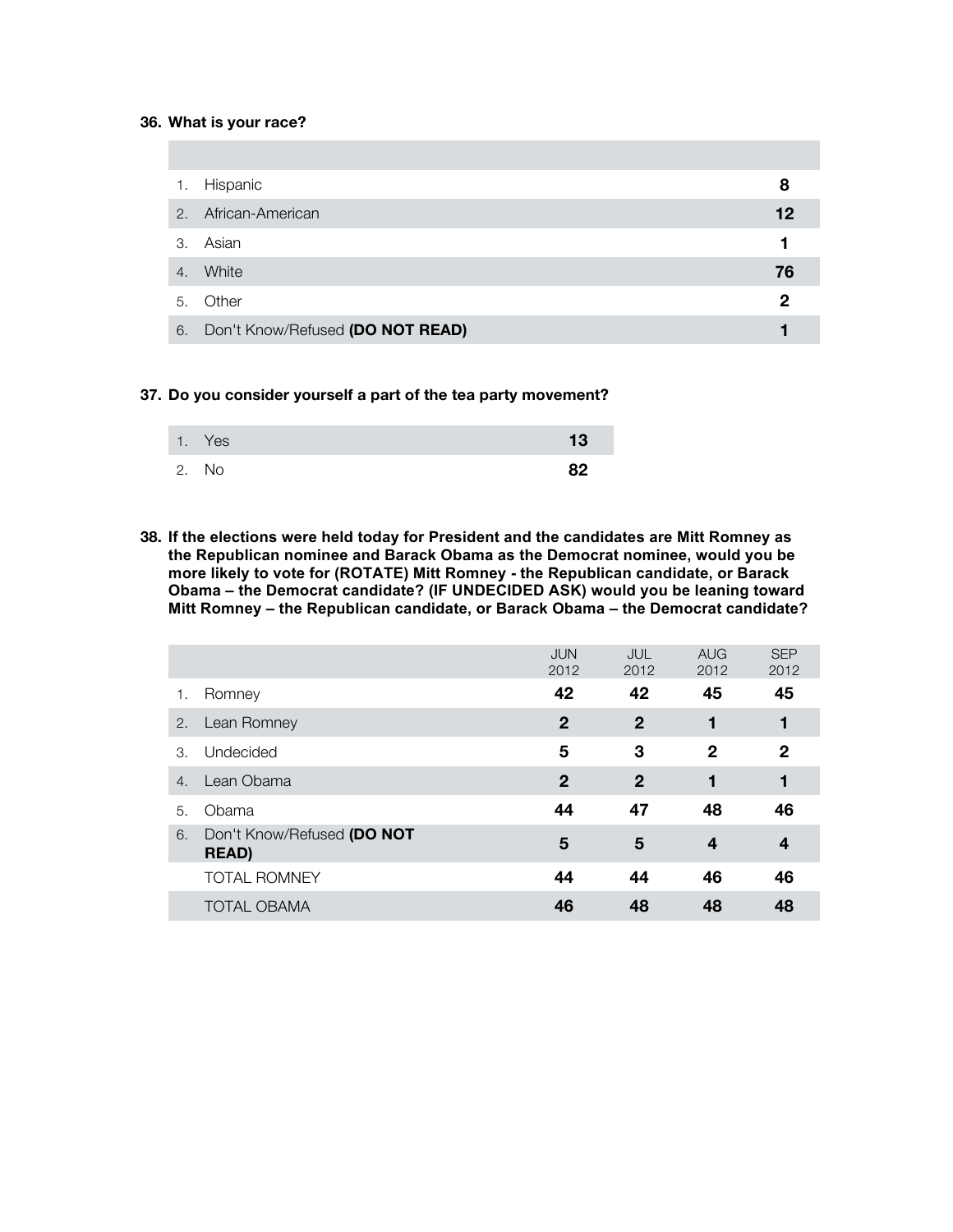**36. What is your race?**

| | | |
|---|---|---|
| 1. | Hispanic | **8** |
| 2. | African-American | **12** |
| 3. | Asian | **1** |
| 4. | White | **76** |
| 5. | Other | **2** |
| 6. | Don't Know/Refused **(DO NOT READ)** | **1** |

**37. Do you consider yourself a part of the tea party movement?**

| | | |
|---|---|---|
| 1. | Yes | **13** |
| 2. | No | **82** |

**38. If the elections were held today for President and the candidates are Mitt Romney as the Republican nominee and Barack Obama as the Democrat nominee, would you be more likely to vote for (ROTATE) Mitt Romney - the Republican candidate, or Barack Obama – the Democrat candidate? (IF UNDECIDED ASK) would you be leaning toward Mitt Romney – the Republican candidate, or Barack Obama – the Democrat candidate?**

| | | JUN 2012 | JUL 2012 | AUG 2012 | SEP 2012 |
|---|---|---|---|---|---|
| 1. | Romney | **42** | **42** | **45** | **45** |
| 2. | Lean Romney | **2** | **2** | **1** | **1** |
| 3. | Undecided | **5** | **3** | **2** | **2** |
| 4. | Lean Obama | **2** | **2** | **1** | **1** |
| 5. | Obama | **44** | **47** | **48** | **46** |
| 6. | Don't Know/Refused **(DO NOT READ)** | **5** | **5** | **4** | **4** |
| | TOTAL ROMNEY | **44** | **44** | **46** | **46** |
| | TOTAL OBAMA | **46** | **48** | **48** | **48** |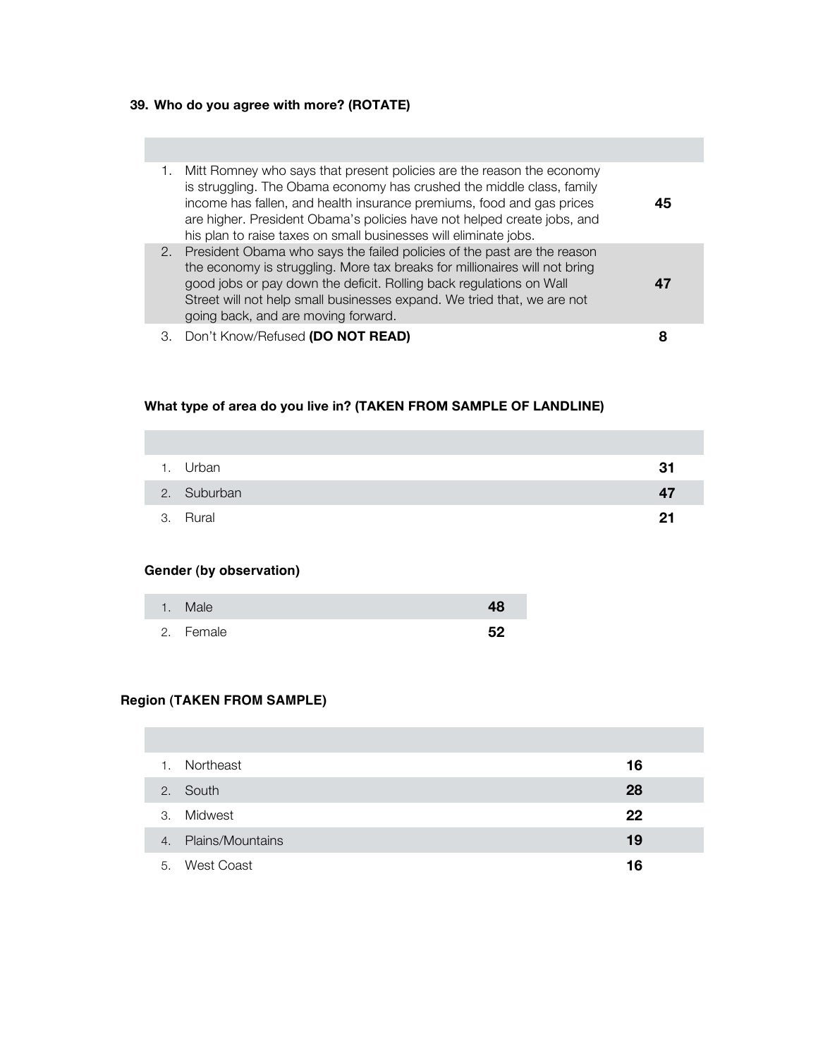**39. Who do you agree with more? (ROTATE)**

| | | |
|---|---|---|
| 1. | Mitt Romney who says that present policies are the reason the economy is struggling. The Obama economy has crushed the middle class, family income has fallen, and health insurance premiums, food and gas prices are higher. President Obama's policies have not helped create jobs, and his plan to raise taxes on small businesses will eliminate jobs. | **45** |
| 2. | President Obama who says the failed policies of the past are the reason the economy is struggling. More tax breaks for millionaires will not bring good jobs or pay down the deficit. Rolling back regulations on Wall Street will not help small businesses expand. We tried that, we are not going back, and are moving forward. | **47** |
| 3. | Don't Know/Refused **(DO NOT READ)** | **8** |

**What type of area do you live in? (TAKEN FROM SAMPLE OF LANDLINE)**

| | | |
|---|---|---|
| 1. | Urban | **31** |
| 2. | Suburban | **47** |
| 3. | Rural | **21** |

**Gender (by observation)**

| | | |
|---|---|---|
| 1. | Male | **48** |
| 2. | Female | **52** |

**Region (TAKEN FROM SAMPLE)**

| | | |
|---|---|---|
| 1. | Northeast | **16** |
| 2. | South | **28** |
| 3. | Midwest | **22** |
| 4. | Plains/Mountains | **19** |
| 5. | West Coast | **16** |